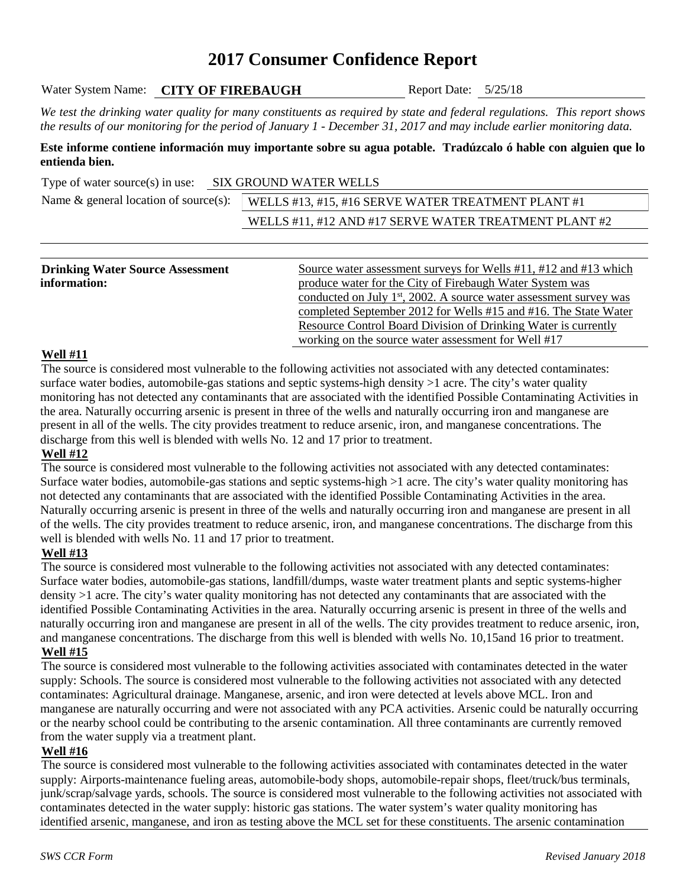# 2017 Consumer Confidence Report

Water System Name: **CITY OF FIREBAUGH** Report Date: 5/25/18

*We test the drinking water quality for many constituents as required by state and federal regulations. This report shows the results of our monitoring for the period of January 1 - December 31, 2017 and may include earlier monitoring data.*

**Este informe contiene información muy importante sobre su agua potable. Tradúzcalo ó hable con alguien que lo entienda bien.**

Type of water source(s) in use: SIX GROUND WATER WELLS

Name & general location of source(s): WELLS #13, #15, #16 SERVE WATER TREATMENT PLANT #1

WELLS #11, #12 AND #17 SERVE WATER TREATMENT PLANT #2

**Drinking Water Source Assessment information:** Source water assessment surveys for Wells #11, #12 and #13 which produce water for the City of Firebaugh Water System was conducted on July 1st, 2002. A source water assessment survey was completed September 2012 for Wells #15 and #16. The State Water Resource Control Board Division of Drinking Water is currently working on the source water assessment for Well #17

**Well #11**

The source is considered most vulnerable to the following activities not associated with any detected contaminates: surface water bodies, automobile-gas stations and septic systems-high density >1 acre. The city's water quality monitoring has not detected any contaminants that are associated with the identified Possible Contaminating Activities in the area. Naturally occurring arsenic is present in three of the wells and naturally occurring iron and manganese are present in all of the wells. The city provides treatment to reduce arsenic, iron, and manganese concentrations. The discharge from this well is blended with wells No. 12 and 17 prior to treatment.

**Well #12**

The source is considered most vulnerable to the following activities not associated with any detected contaminates: Surface water bodies, automobile-gas stations and septic systems-high >1 acre. The city's water quality monitoring has not detected any contaminants that are associated with the identified Possible Contaminating Activities in the area. Naturally occurring arsenic is present in three of the wells and naturally occurring iron and manganese are present in all of the wells. The city provides treatment to reduce arsenic, iron, and manganese concentrations. The discharge from this well is blended with wells No. 11 and 17 prior to treatment.

**Well #13**

The source is considered most vulnerable to the following activities not associated with any detected contaminates: Surface water bodies, automobile-gas stations, landfill/dumps, waste water treatment plants and septic systems-higher density >1 acre. The city's water quality monitoring has not detected any contaminants that are associated with the identified Possible Contaminating Activities in the area. Naturally occurring arsenic is present in three of the wells and naturally occurring iron and manganese are present in all of the wells. The city provides treatment to reduce arsenic, iron, and manganese concentrations. The discharge from this well is blended with wells No. 10,15and 16 prior to treatment.

**Well #15**

The source is considered most vulnerable to the following activities associated with contaminates detected in the water supply: Schools. The source is considered most vulnerable to the following activities not associated with any detected contaminates: Agricultural drainage. Manganese, arsenic, and iron were detected at levels above MCL. Iron and manganese are naturally occurring and were not associated with any PCA activities. Arsenic could be naturally occurring or the nearby school could be contributing to the arsenic contamination. All three contaminants are currently removed from the water supply via a treatment plant.

**Well #16**

The source is considered most vulnerable to the following activities associated with contaminates detected in the water supply: Airports-maintenance fueling areas, automobile-body shops, automobile-repair shops, fleet/truck/bus terminals, junk/scrap/salvage yards, schools. The source is considered most vulnerable to the following activities not associated with contaminates detected in the water supply: historic gas stations. The water system's water quality monitoring has identified arsenic, manganese, and iron as testing above the MCL set for these constituents. The arsenic contamination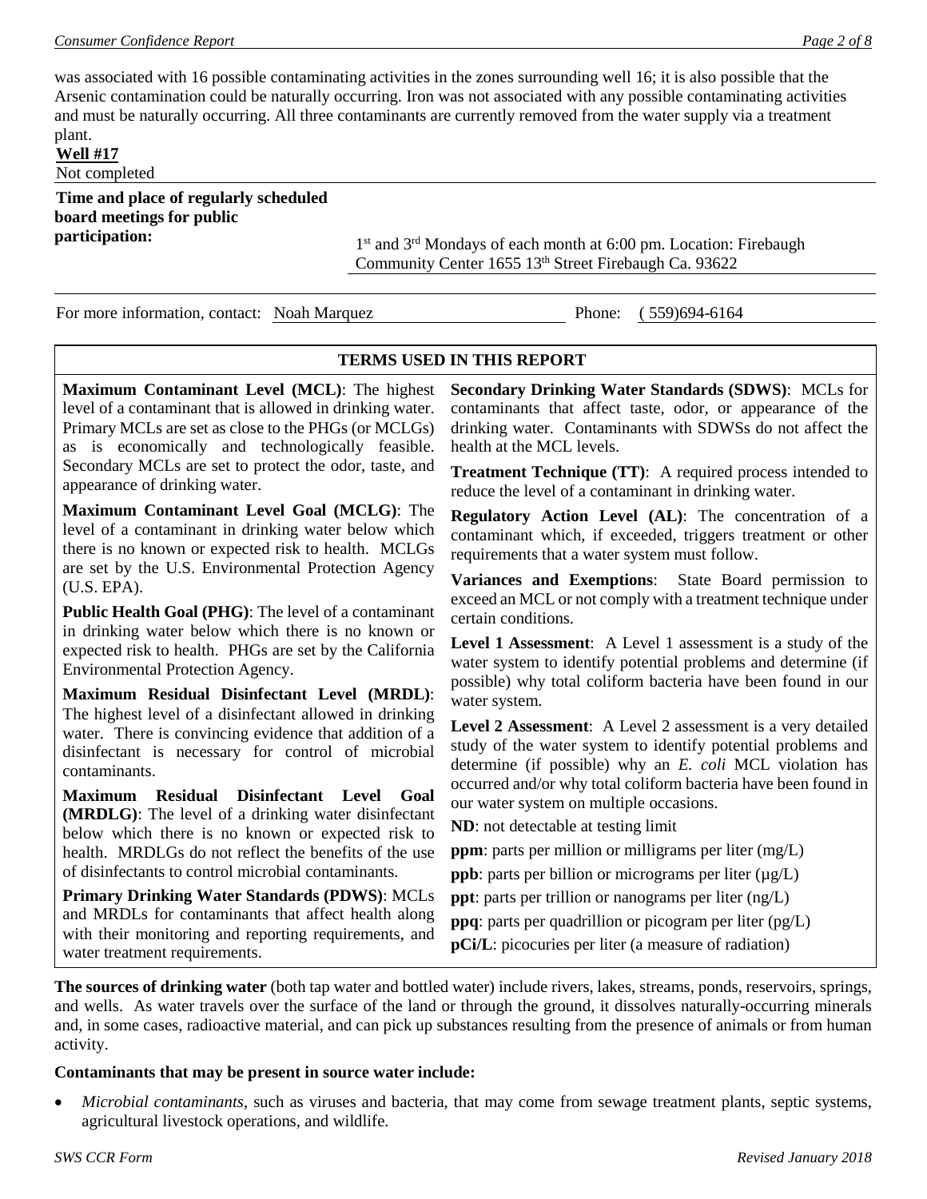was associated with 16 possible contaminating activities in the zones surrounding well 16; it is also possible that the Arsenic contamination could be naturally occurring. Iron was not associated with any possible contaminating activities and must be naturally occurring. All three contaminants are currently removed from the water supply via a treatment plant.

**Well #17**

Not completed

**Time and place of regularly scheduled board meetings for public participation:** 1st and 3rd Mondays of each month at 6:00 pm. Location: Firebaugh Community Center 1655 13th Street Firebaugh Ca. 93622

For more information, contact: Noah Marquez Phone: ( 559)694-6164

## TERMS USED IN THIS REPORT

**Maximum Contaminant Level (MCL)**: The highest level of a contaminant that is allowed in drinking water. Primary MCLs are set as close to the PHGs (or MCLGs) as is economically and technologically feasible. Secondary MCLs are set to protect the odor, taste, and appearance of drinking water.

**Maximum Contaminant Level Goal (MCLG)**: The level of a contaminant in drinking water below which there is no known or expected risk to health. MCLGs are set by the U.S. Environmental Protection Agency (U.S. EPA).

**Public Health Goal (PHG)**: The level of a contaminant in drinking water below which there is no known or expected risk to health. PHGs are set by the California Environmental Protection Agency.

**Maximum Residual Disinfectant Level (MRDL)**: The highest level of a disinfectant allowed in drinking water. There is convincing evidence that addition of a disinfectant is necessary for control of microbial contaminants.

**Maximum Residual Disinfectant Level Goal (MRDLG)**: The level of a drinking water disinfectant below which there is no known or expected risk to health. MRDLGs do not reflect the benefits of the use of disinfectants to control microbial contaminants.

**Primary Drinking Water Standards (PDWS)**: MCLs and MRDLs for contaminants that affect health along with their monitoring and reporting requirements, and water treatment requirements.

**Secondary Drinking Water Standards (SDWS)**: MCLs for contaminants that affect taste, odor, or appearance of the drinking water. Contaminants with SDWSs do not affect the health at the MCL levels.

**Treatment Technique (TT)**: A required process intended to reduce the level of a contaminant in drinking water.

**Regulatory Action Level (AL)**: The concentration of a contaminant which, if exceeded, triggers treatment or other requirements that a water system must follow.

**Variances and Exemptions**: State Board permission to exceed an MCL or not comply with a treatment technique under certain conditions.

**Level 1 Assessment**: A Level 1 assessment is a study of the water system to identify potential problems and determine (if possible) why total coliform bacteria have been found in our water system.

**Level 2 Assessment**: A Level 2 assessment is a very detailed study of the water system to identify potential problems and determine (if possible) why an *E. coli* MCL violation has occurred and/or why total coliform bacteria have been found in our water system on multiple occasions.

**ND**: not detectable at testing limit

**ppm**: parts per million or milligrams per liter (mg/L)

**ppb**: parts per billion or micrograms per liter (µg/L)

**ppt**: parts per trillion or nanograms per liter (ng/L)

**ppq**: parts per quadrillion or picogram per liter (pg/L)

**pCi/L**: picocuries per liter (a measure of radiation)

**The sources of drinking water** (both tap water and bottled water) include rivers, lakes, streams, ponds, reservoirs, springs, and wells. As water travels over the surface of the land or through the ground, it dissolves naturally-occurring minerals and, in some cases, radioactive material, and can pick up substances resulting from the presence of animals or from human activity.

**Contaminants that may be present in source water include:**

- *Microbial contaminants*, such as viruses and bacteria, that may come from sewage treatment plants, septic systems, agricultural livestock operations, and wildlife.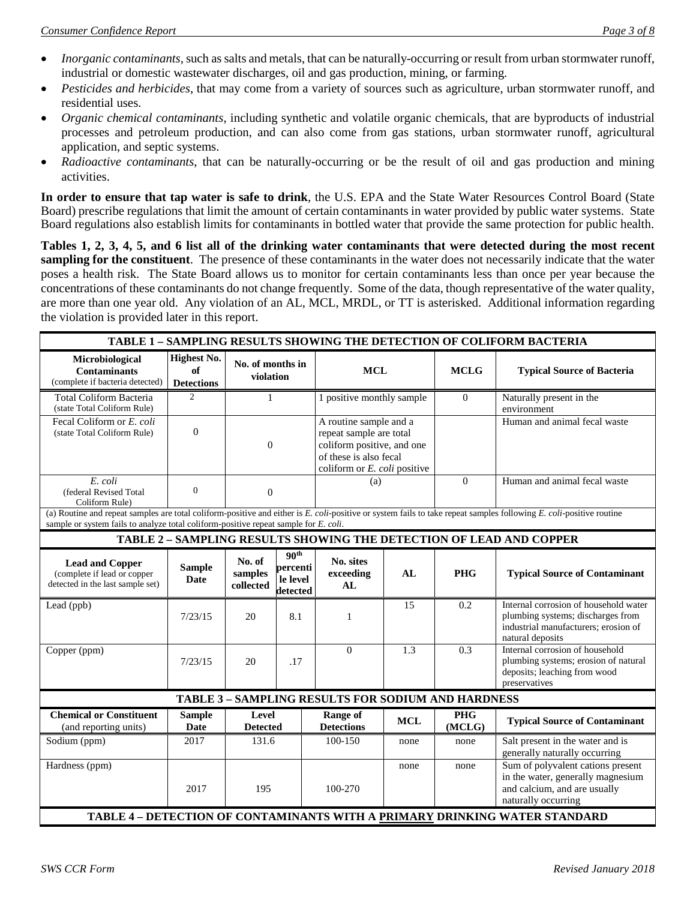- *Inorganic contaminants*, such as salts and metals, that can be naturally-occurring or result from urban stormwater runoff, industrial or domestic wastewater discharges, oil and gas production, mining, or farming.
- *Pesticides and herbicides*, that may come from a variety of sources such as agriculture, urban stormwater runoff, and residential uses.
- *Organic chemical contaminants*, including synthetic and volatile organic chemicals, that are byproducts of industrial processes and petroleum production, and can also come from gas stations, urban stormwater runoff, agricultural application, and septic systems.
- *Radioactive contaminants*, that can be naturally-occurring or be the result of oil and gas production and mining activities.

**In order to ensure that tap water is safe to drink**, the U.S. EPA and the State Water Resources Control Board (State Board) prescribe regulations that limit the amount of certain contaminants in water provided by public water systems. State Board regulations also establish limits for contaminants in bottled water that provide the same protection for public health.

**Tables 1, 2, 3, 4, 5, and 6 list all of the drinking water contaminants that were detected during the most recent sampling for the constituent**. The presence of these contaminants in the water does not necessarily indicate that the water poses a health risk. The State Board allows us to monitor for certain contaminants less than once per year because the concentrations of these contaminants do not change frequently. Some of the data, though representative of the water quality, are more than one year old. Any violation of an AL, MCL, MRDL, or TT is asterisked. Additional information regarding the violation is provided later in this report.

**TABLE 1 – SAMPLING RESULTS SHOWING THE DETECTION OF COLIFORM BACTERIA**

| Microbiological Contaminants (complete if bacteria detected) | Highest No. of Detections | No. of months in violation | MCL | MCLG | Typical Source of Bacteria |
|---|---|---|---|---|---|
| Total Coliform Bacteria (state Total Coliform Rule) | 2 | 1 | 1 positive monthly sample | 0 | Naturally present in the environment |
| Fecal Coliform or *E. coli* (state Total Coliform Rule) | 0 | 0 | A routine sample and a repeat sample are total coliform positive, and one of these is also fecal coliform or *E. coli* positive | | Human and animal fecal waste |
| *E. coli* (federal Revised Total Coliform Rule) | 0 | 0 | (a) | 0 | Human and animal fecal waste |

(a) Routine and repeat samples are total coliform-positive and either is *E. coli*-positive or system fails to take repeat samples following *E. coli*-positive routine sample or system fails to analyze total coliform-positive repeat sample for *E. coli*.

**TABLE 2 – SAMPLING RESULTS SHOWING THE DETECTION OF LEAD AND COPPER**

| Lead and Copper (complete if lead or copper detected in the last sample set) | Sample Date | No. of samples collected | 90th percentile level detected | No. sites exceeding AL | AL | PHG | Typical Source of Contaminant |
|---|---|---|---|---|---|---|---|
| Lead (ppb) | 7/23/15 | 20 | 8.1 | 1 | 15 | 0.2 | Internal corrosion of household water plumbing systems; discharges from industrial manufacturers; erosion of natural deposits |
| Copper (ppm) | 7/23/15 | 20 | .17 | 0 | 1.3 | 0.3 | Internal corrosion of household plumbing systems; erosion of natural deposits; leaching from wood preservatives |

**TABLE 3 – SAMPLING RESULTS FOR SODIUM AND HARDNESS**

| Chemical or Constituent (and reporting units) | Sample Date | Level Detected | Range of Detections | MCL | PHG (MCLG) | Typical Source of Contaminant |
|---|---|---|---|---|---|---|
| Sodium (ppm) | 2017 | 131.6 | 100-150 | none | none | Salt present in the water and is generally naturally occurring |
| Hardness (ppm) | 2017 | 195 | 100-270 | none | none | Sum of polyvalent cations present in the water, generally magnesium and calcium, and are usually naturally occurring |

**TABLE 4 – DETECTION OF CONTAMINANTS WITH A PRIMARY DRINKING WATER STANDARD**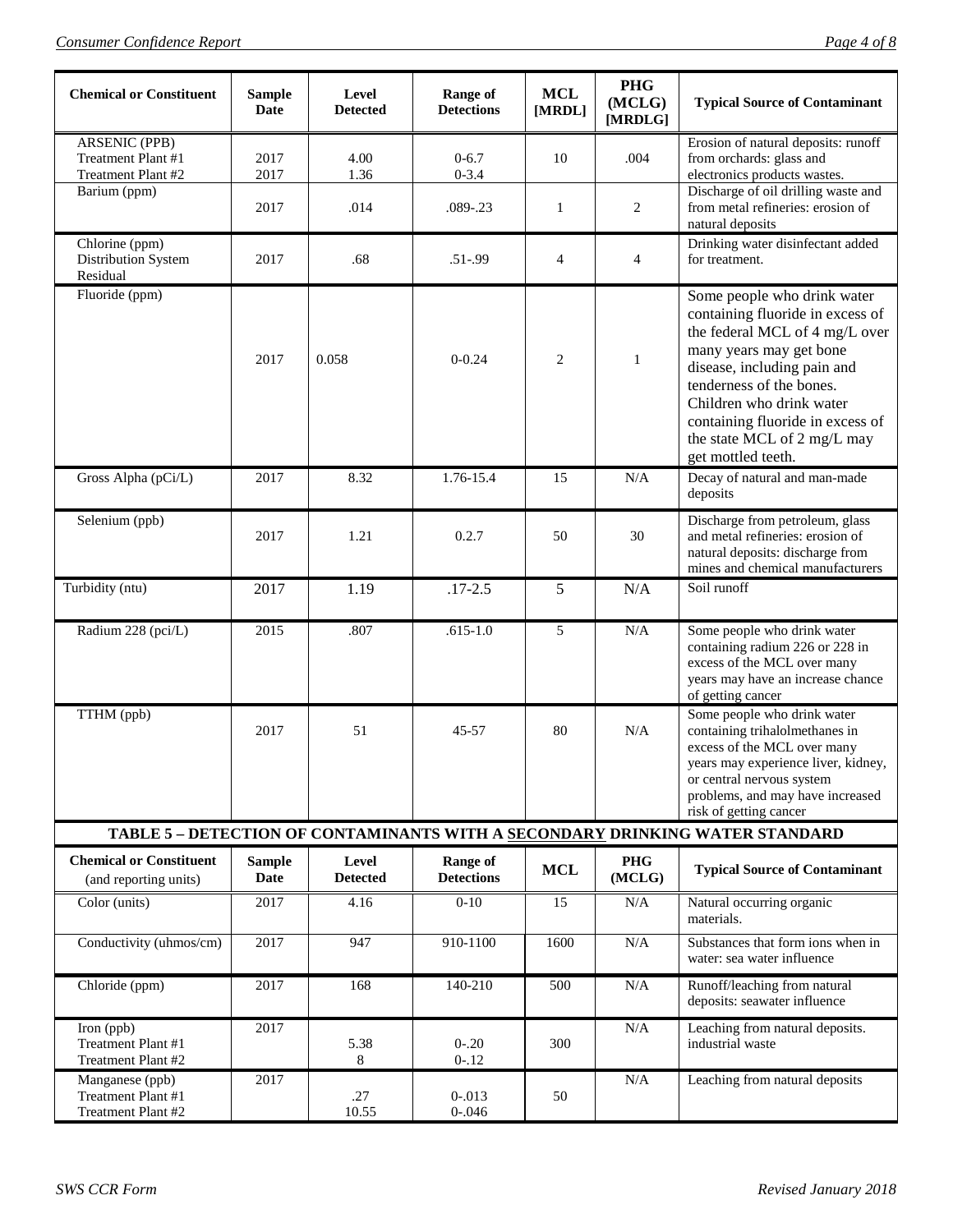| Chemical or Constituent | Sample Date | Level Detected | Range of Detections | MCL [MRDL] | PHG (MCLG) [MRDLG] | Typical Source of Contaminant |
|---|---|---|---|---|---|---|
| ARSENIC (PPB)<br>Treatment Plant #1<br>Treatment Plant #2 | 2017<br>2017 | 4.00<br>1.36 | 0-6.7<br>0-3.4 | 10 | .004 | Erosion of natural deposits: runoff from orchards: glass and electronics products wastes. |
| Barium (ppm) | 2017 | .014 | .089-.23 | 1 | 2 | Discharge of oil drilling waste and from metal refineries: erosion of natural deposits |
| Chlorine (ppm)<br>Distribution System Residual | 2017 | .68 | .51-.99 | 4 | 4 | Drinking water disinfectant added for treatment. |
| Fluoride (ppm) | 2017 | 0.058 | 0-0.24 | 2 | 1 | Some people who drink water containing fluoride in excess of the federal MCL of 4 mg/L over many years may get bone disease, including pain and tenderness of the bones. Children who drink water containing fluoride in excess of the state MCL of 2 mg/L may get mottled teeth. |
| Gross Alpha (pCi/L) | 2017 | 8.32 | 1.76-15.4 | 15 | N/A | Decay of natural and man-made deposits |
| Selenium (ppb) | 2017 | 1.21 | 0.2.7 | 50 | 30 | Discharge from petroleum, glass and metal refineries: erosion of natural deposits: discharge from mines and chemical manufacturers |
| Turbidity (ntu) | 2017 | 1.19 | .17-2.5 | 5 | N/A | Soil runoff |
| Radium 228 (pci/L) | 2015 | .807 | .615-1.0 | 5 | N/A | Some people who drink water containing radium 226 or 228 in excess of the MCL over many years may have an increase chance of getting cancer |
| TTHM (ppb) | 2017 | 51 | 45-57 | 80 | N/A | Some people who drink water containing trihalolmethanes in excess of the MCL over many years may experience liver, kidney, or central nervous system problems, and may have increased risk of getting cancer |

**TABLE 5 – DETECTION OF CONTAMINANTS WITH A SECONDARY DRINKING WATER STANDARD**

| Chemical or Constituent (and reporting units) | Sample Date | Level Detected | Range of Detections | MCL | PHG (MCLG) | Typical Source of Contaminant |
|---|---|---|---|---|---|---|
| Color (units) | 2017 | 4.16 | 0-10 | 15 | N/A | Natural occurring organic materials. |
| Conductivity (uhmos/cm) | 2017 | 947 | 910-1100 | 1600 | N/A | Substances that form ions when in water: sea water influence |
| Chloride (ppm) | 2017 | 168 | 140-210 | 500 | N/A | Runoff/leaching from natural deposits: seawater influence |
| Iron (ppb)<br>Treatment Plant #1<br>Treatment Plant #2 | 2017 | 5.38<br>8 | 0-.20<br>0-.12 | 300 | N/A | Leaching from natural deposits. industrial waste |
| Manganese (ppb)<br>Treatment Plant #1<br>Treatment Plant #2 | 2017 | .27<br>10.55 | 0-.013<br>0-.046 | 50 | N/A | Leaching from natural deposits |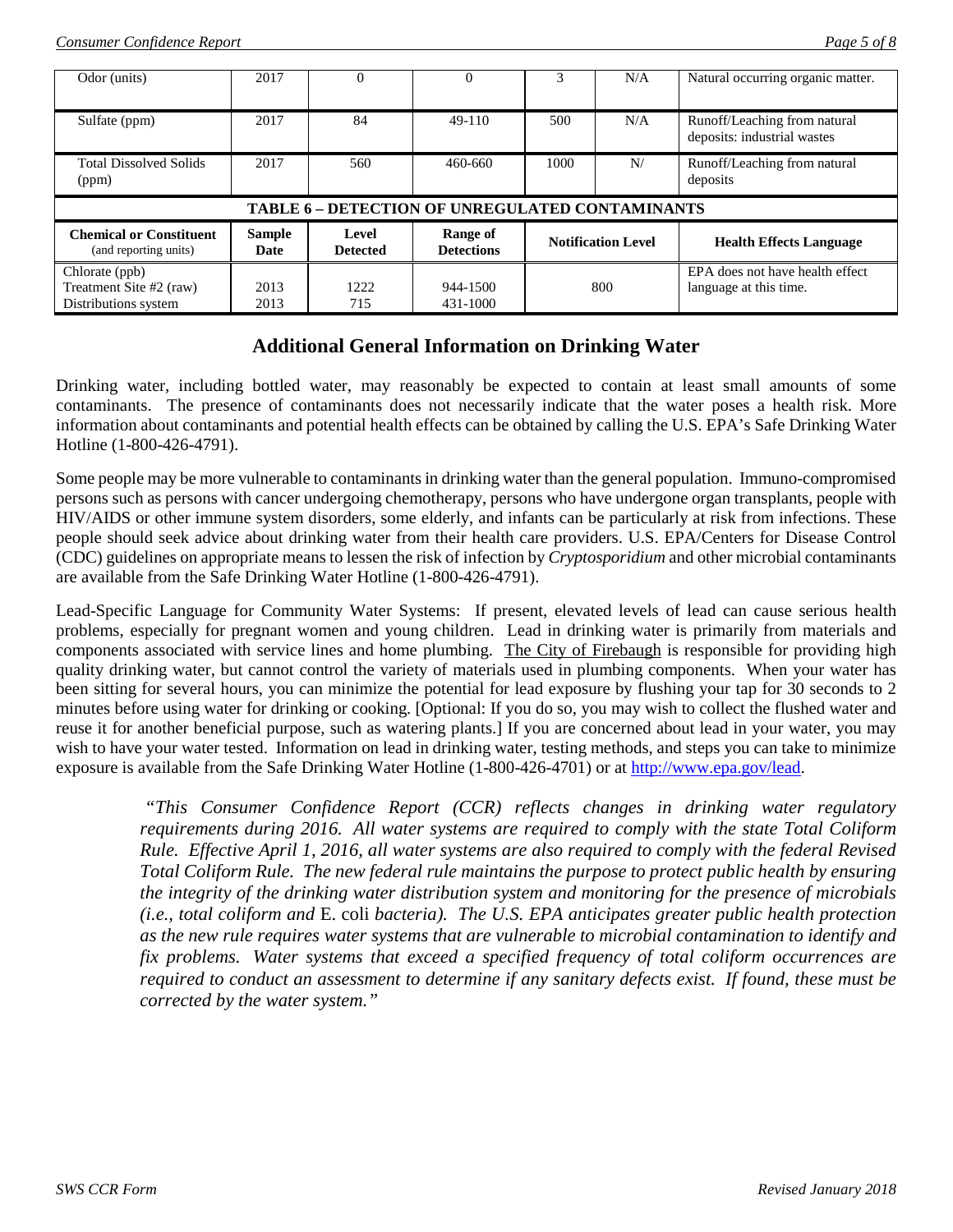| Odor (units) | 2017 | 0 | 0 | 3 | N/A | Natural occurring organic matter. |
|---|---|---|---|---|---|---|
| Sulfate (ppm) | 2017 | 84 | 49-110 | 500 | N/A | Runoff/Leaching from natural deposits: industrial wastes |
| Total Dissolved Solids (ppm) | 2017 | 560 | 460-660 | 1000 | N/ | Runoff/Leaching from natural deposits |

**TABLE 6 – DETECTION OF UNREGULATED CONTAMINANTS**

| Chemical or Constituent (and reporting units) | Sample Date | Level Detected | Range of Detections | Notification Level | Health Effects Language |
|---|---|---|---|---|---|
| Chlorate (ppb) Treatment Site #2 (raw) Distributions system | 2013 2013 | 1222 715 | 944-1500 431-1000 | 800 | EPA does not have health effect language at this time. |

## Additional General Information on Drinking Water

Drinking water, including bottled water, may reasonably be expected to contain at least small amounts of some contaminants. The presence of contaminants does not necessarily indicate that the water poses a health risk. More information about contaminants and potential health effects can be obtained by calling the U.S. EPA's Safe Drinking Water Hotline (1-800-426-4791).

Some people may be more vulnerable to contaminants in drinking water than the general population. Immuno-compromised persons such as persons with cancer undergoing chemotherapy, persons who have undergone organ transplants, people with HIV/AIDS or other immune system disorders, some elderly, and infants can be particularly at risk from infections. These people should seek advice about drinking water from their health care providers. U.S. EPA/Centers for Disease Control (CDC) guidelines on appropriate means to lessen the risk of infection by *Cryptosporidium* and other microbial contaminants are available from the Safe Drinking Water Hotline (1-800-426-4791).

Lead-Specific Language for Community Water Systems: If present, elevated levels of lead can cause serious health problems, especially for pregnant women and young children. Lead in drinking water is primarily from materials and components associated with service lines and home plumbing. The City of Firebaugh is responsible for providing high quality drinking water, but cannot control the variety of materials used in plumbing components. When your water has been sitting for several hours, you can minimize the potential for lead exposure by flushing your tap for 30 seconds to 2 minutes before using water for drinking or cooking. [Optional: If you do so, you may wish to collect the flushed water and reuse it for another beneficial purpose, such as watering plants.] If you are concerned about lead in your water, you may wish to have your water tested. Information on lead in drinking water, testing methods, and steps you can take to minimize exposure is available from the Safe Drinking Water Hotline (1-800-426-4701) or at http://www.epa.gov/lead.

*"This Consumer Confidence Report (CCR) reflects changes in drinking water regulatory requirements during 2016. All water systems are required to comply with the state Total Coliform Rule. Effective April 1, 2016, all water systems are also required to comply with the federal Revised Total Coliform Rule. The new federal rule maintains the purpose to protect public health by ensuring the integrity of the drinking water distribution system and monitoring for the presence of microbials (i.e., total coliform and* E. coli *bacteria). The U.S. EPA anticipates greater public health protection as the new rule requires water systems that are vulnerable to microbial contamination to identify and fix problems. Water systems that exceed a specified frequency of total coliform occurrences are required to conduct an assessment to determine if any sanitary defects exist. If found, these must be corrected by the water system."*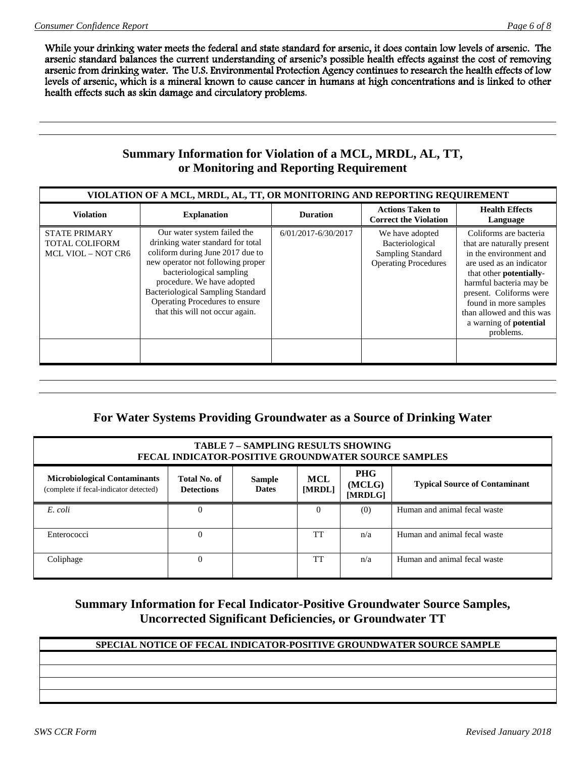**While your drinking water meets the federal and state standard for arsenic, it does contain low levels of arsenic. The arsenic standard balances the current understanding of arsenic's possible health effects against the cost of removing arsenic from drinking water. The U.S. Environmental Protection Agency continues to research the health effects of low levels of arsenic, which is a mineral known to cause cancer in humans at high concentrations and is linked to other health effects such as skin damage and circulatory problems.**

## Summary Information for Violation of a MCL, MRDL, AL, TT, or Monitoring and Reporting Requirement

| VIOLATION OF A MCL, MRDL, AL, TT, OR MONITORING AND REPORTING REQUIREMENT | | | | |
|---|---|---|---|---|
| **Violation** | **Explanation** | **Duration** | **Actions Taken to Correct the Violation** | **Health Effects Language** |
| STATE PRIMARY TOTAL COLIFORM MCL VIOL – NOT CR6 | Our water system failed the drinking water standard for total coliform during June 2017 due to new operator not following proper bacteriological sampling procedure. We have adopted Bacteriological Sampling Standard Operating Procedures to ensure that this will not occur again. | 6/01/2017-6/30/2017 | We have adopted Bacteriological Sampling Standard Operating Procedures | Coliforms are bacteria that are naturally present in the environment and are used as an indicator that other **potentially-** harmful bacteria may be present. Coliforms were found in more samples than allowed and this was a warning of **potential** problems. |
| | | | | |

## For Water Systems Providing Groundwater as a Source of Drinking Water

| TABLE 7 – SAMPLING RESULTS SHOWING FECAL INDICATOR-POSITIVE GROUNDWATER SOURCE SAMPLES | | | | | |
|---|---|---|---|---|---|
| **Microbiological Contaminants** (complete if fecal-indicator detected) | **Total No. of Detections** | **Sample Dates** | **MCL [MRDL]** | **PHG (MCLG) [MRDLG]** | **Typical Source of Contaminant** |
| *E. coli* | 0 | | 0 | (0) | Human and animal fecal waste |
| Enterococci | 0 | | TT | n/a | Human and animal fecal waste |
| Coliphage | 0 | | TT | n/a | Human and animal fecal waste |

## Summary Information for Fecal Indicator-Positive Groundwater Source Samples, Uncorrected Significant Deficiencies, or Groundwater TT

| SPECIAL NOTICE OF FECAL INDICATOR-POSITIVE GROUNDWATER SOURCE SAMPLE |
|---|
| |
| |
| |
| |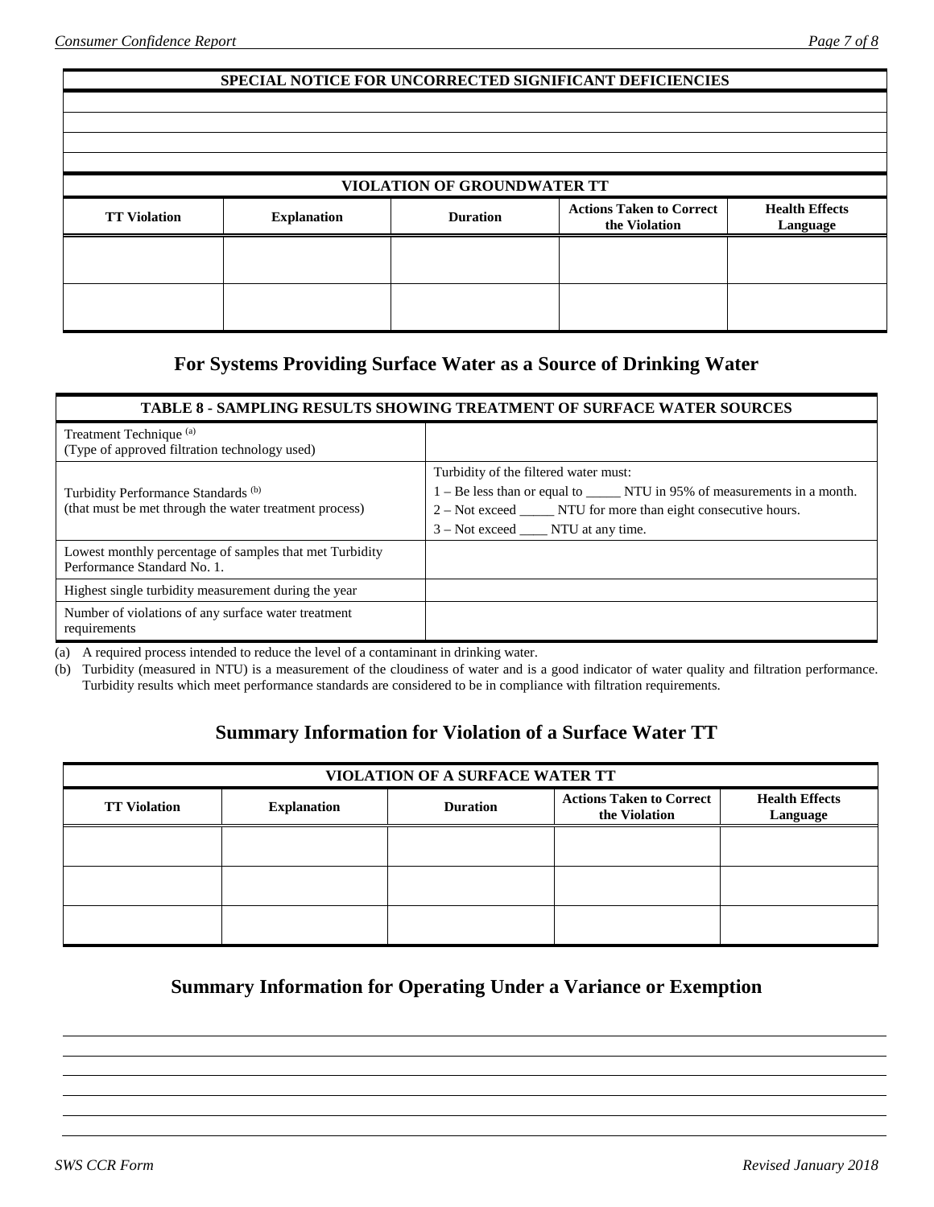| SPECIAL NOTICE FOR UNCORRECTED SIGNIFICANT DEFICIENCIES |
|---|
| |
| |
| |
| |

| VIOLATION OF GROUNDWATER TT | | | | |
|---|---|---|---|---|
| **TT Violation** | **Explanation** | **Duration** | **Actions Taken to Correct the Violation** | **Health Effects Language** |
| | | | | |
| | | | | |

## For Systems Providing Surface Water as a Source of Drinking Water

| TABLE 8 - SAMPLING RESULTS SHOWING TREATMENT OF SURFACE WATER SOURCES | |
|---|---|
| Treatment Technique [(a)]<br>(Type of approved filtration technology used) | |
| Turbidity Performance Standards [(b)]<br>(that must be met through the water treatment process) | Turbidity of the filtered water must:<br>1 – Be less than or equal to _____ NTU in 95% of measurements in a month.<br>2 – Not exceed _____ NTU for more than eight consecutive hours.<br>3 – Not exceed ____ NTU at any time. |
| Lowest monthly percentage of samples that met Turbidity Performance Standard No. 1. | |
| Highest single turbidity measurement during the year | |
| Number of violations of any surface water treatment requirements | |

(a) A required process intended to reduce the level of a contaminant in drinking water.

(b) Turbidity (measured in NTU) is a measurement of the cloudiness of water and is a good indicator of water quality and filtration performance. Turbidity results which meet performance standards are considered to be in compliance with filtration requirements.

## Summary Information for Violation of a Surface Water TT

| VIOLATION OF A SURFACE WATER TT | | | | |
|---|---|---|---|---|
| **TT Violation** | **Explanation** | **Duration** | **Actions Taken to Correct the Violation** | **Health Effects Language** |
| | | | | |
| | | | | |
| | | | | |

## Summary Information for Operating Under a Variance or Exemption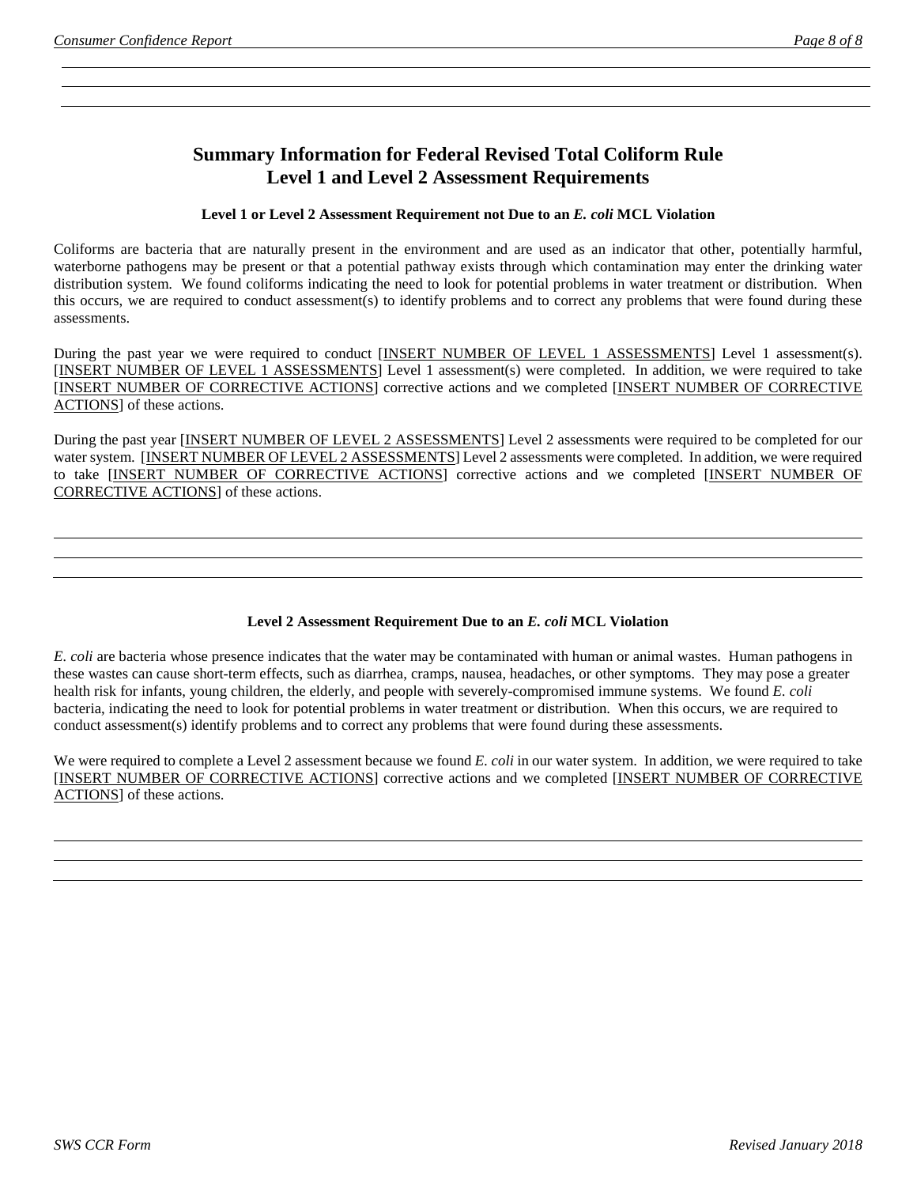## Summary Information for Federal Revised Total Coliform Rule Level 1 and Level 2 Assessment Requirements

**Level 1 or Level 2 Assessment Requirement not Due to an *E. coli* MCL Violation**

Coliforms are bacteria that are naturally present in the environment and are used as an indicator that other, potentially harmful, waterborne pathogens may be present or that a potential pathway exists through which contamination may enter the drinking water distribution system. We found coliforms indicating the need to look for potential problems in water treatment or distribution. When this occurs, we are required to conduct assessment(s) to identify problems and to correct any problems that were found during these assessments.

During the past year we were required to conduct [INSERT NUMBER OF LEVEL 1 ASSESSMENTS] Level 1 assessment(s). [INSERT NUMBER OF LEVEL 1 ASSESSMENTS] Level 1 assessment(s) were completed. In addition, we were required to take [INSERT NUMBER OF CORRECTIVE ACTIONS] corrective actions and we completed [INSERT NUMBER OF CORRECTIVE ACTIONS] of these actions.

During the past year [INSERT NUMBER OF LEVEL 2 ASSESSMENTS] Level 2 assessments were required to be completed for our water system. [INSERT NUMBER OF LEVEL 2 ASSESSMENTS] Level 2 assessments were completed. In addition, we were required to take [INSERT NUMBER OF CORRECTIVE ACTIONS] corrective actions and we completed [INSERT NUMBER OF CORRECTIVE ACTIONS] of these actions.

**Level 2 Assessment Requirement Due to an *E. coli* MCL Violation**

*E. coli* are bacteria whose presence indicates that the water may be contaminated with human or animal wastes. Human pathogens in these wastes can cause short-term effects, such as diarrhea, cramps, nausea, headaches, or other symptoms. They may pose a greater health risk for infants, young children, the elderly, and people with severely-compromised immune systems. We found *E. coli* bacteria, indicating the need to look for potential problems in water treatment or distribution. When this occurs, we are required to conduct assessment(s) identify problems and to correct any problems that were found during these assessments.

We were required to complete a Level 2 assessment because we found *E. coli* in our water system. In addition, we were required to take [INSERT NUMBER OF CORRECTIVE ACTIONS] corrective actions and we completed [INSERT NUMBER OF CORRECTIVE ACTIONS] of these actions.